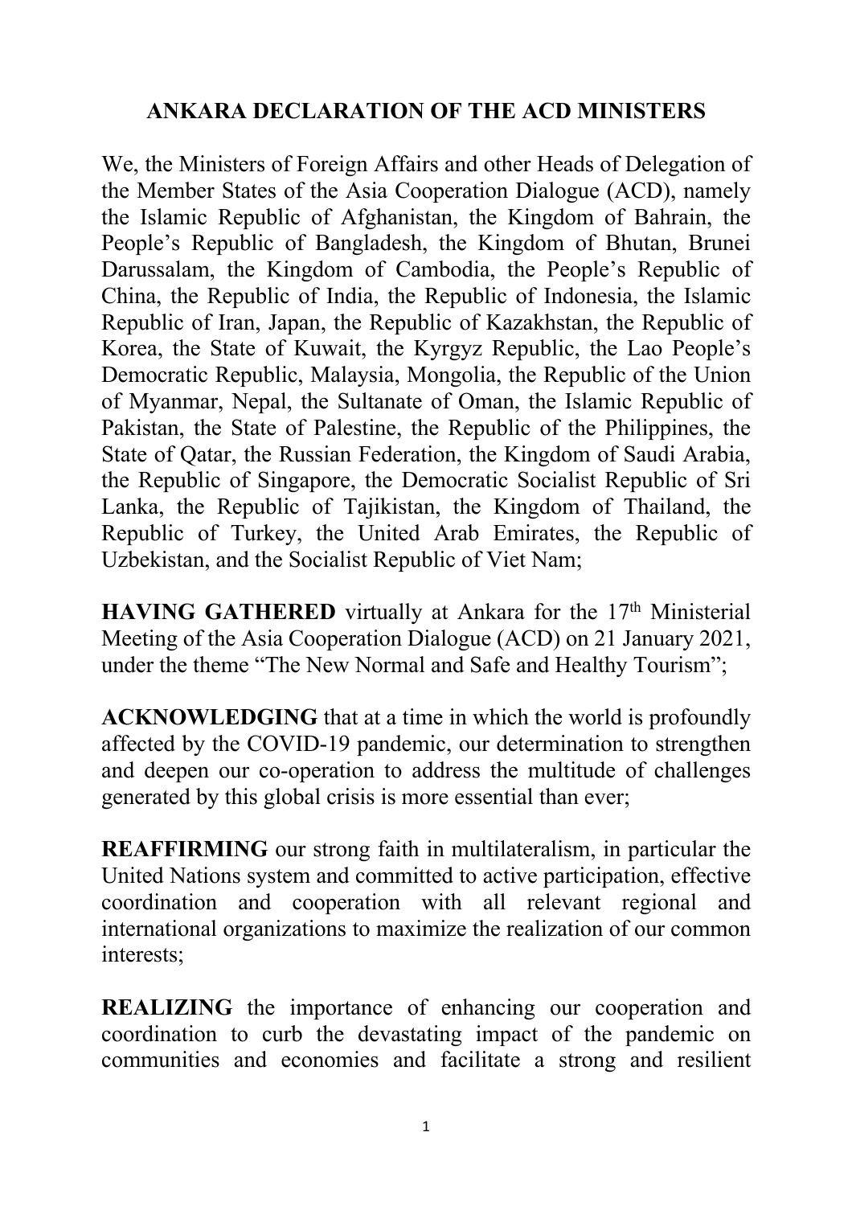# ANKARA DECLARATION OF THE ACD MINISTERS

We, the Ministers of Foreign Affairs and other Heads of Delegation of the Member States of the Asia Cooperation Dialogue (ACD), namely the Islamic Republic of Afghanistan, the Kingdom of Bahrain, the People's Republic of Bangladesh, the Kingdom of Bhutan, Brunei Darussalam, the Kingdom of Cambodia, the People's Republic of China, the Republic of India, the Republic of Indonesia, the Islamic Republic of Iran, Japan, the Republic of Kazakhstan, the Republic of Korea, the State of Kuwait, the Kyrgyz Republic, the Lao People's Democratic Republic, Malaysia, Mongolia, the Republic of the Union of Myanmar, Nepal, the Sultanate of Oman, the Islamic Republic of Pakistan, the State of Palestine, the Republic of the Philippines, the State of Qatar, the Russian Federation, the Kingdom of Saudi Arabia, the Republic of Singapore, the Democratic Socialist Republic of Sri Lanka, the Republic of Tajikistan, the Kingdom of Thailand, the Republic of Turkey, the United Arab Emirates, the Republic of Uzbekistan, and the Socialist Republic of Viet Nam;

**HAVING GATHERED** virtually at Ankara for the 17th Ministerial Meeting of the Asia Cooperation Dialogue (ACD) on 21 January 2021, under the theme "The New Normal and Safe and Healthy Tourism";

**ACKNOWLEDGING** that at a time in which the world is profoundly affected by the COVID-19 pandemic, our determination to strengthen and deepen our co-operation to address the multitude of challenges generated by this global crisis is more essential than ever;

**REAFFIRMING** our strong faith in multilateralism, in particular the United Nations system and committed to active participation, effective coordination and cooperation with all relevant regional and international organizations to maximize the realization of our common interests;

**REALIZING** the importance of enhancing our cooperation and coordination to curb the devastating impact of the pandemic on communities and economies and facilitate a strong and resilient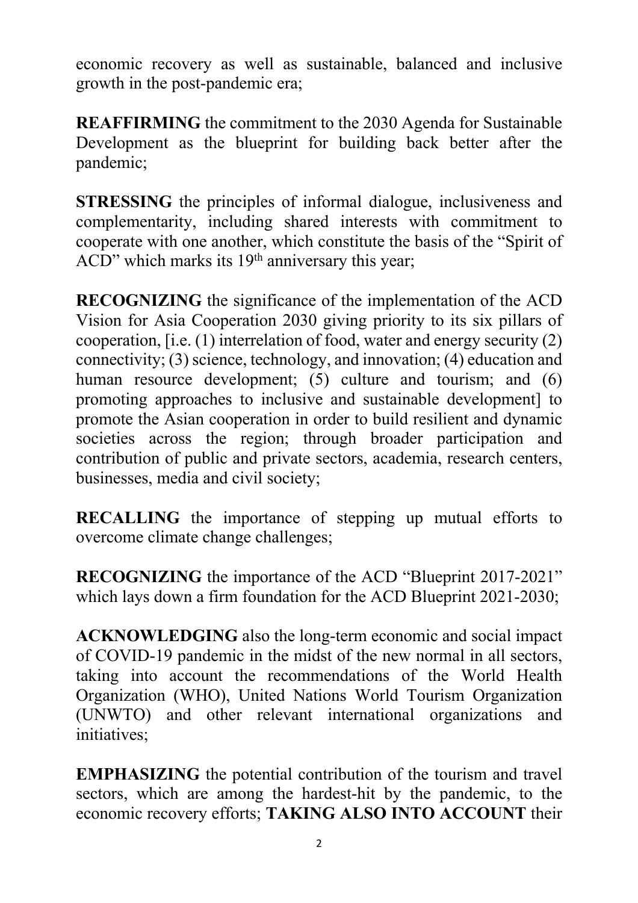economic recovery as well as sustainable, balanced and inclusive growth in the post-pandemic era;

**REAFFIRMING** the commitment to the 2030 Agenda for Sustainable Development as the blueprint for building back better after the pandemic;

**STRESSING** the principles of informal dialogue, inclusiveness and complementarity, including shared interests with commitment to cooperate with one another, which constitute the basis of the "Spirit of ACD" which marks its 19th anniversary this year;

**RECOGNIZING** the significance of the implementation of the ACD Vision for Asia Cooperation 2030 giving priority to its six pillars of cooperation, [i.e. (1) interrelation of food, water and energy security (2) connectivity; (3) science, technology, and innovation; (4) education and human resource development; (5) culture and tourism; and (6) promoting approaches to inclusive and sustainable development] to promote the Asian cooperation in order to build resilient and dynamic societies across the region; through broader participation and contribution of public and private sectors, academia, research centers, businesses, media and civil society;

**RECALLING** the importance of stepping up mutual efforts to overcome climate change challenges;

**RECOGNIZING** the importance of the ACD "Blueprint 2017-2021" which lays down a firm foundation for the ACD Blueprint 2021-2030;

**ACKNOWLEDGING** also the long-term economic and social impact of COVID-19 pandemic in the midst of the new normal in all sectors, taking into account the recommendations of the World Health Organization (WHO), United Nations World Tourism Organization (UNWTO) and other relevant international organizations and initiatives;

**EMPHASIZING** the potential contribution of the tourism and travel sectors, which are among the hardest-hit by the pandemic, to the economic recovery efforts; **TAKING ALSO INTO ACCOUNT** their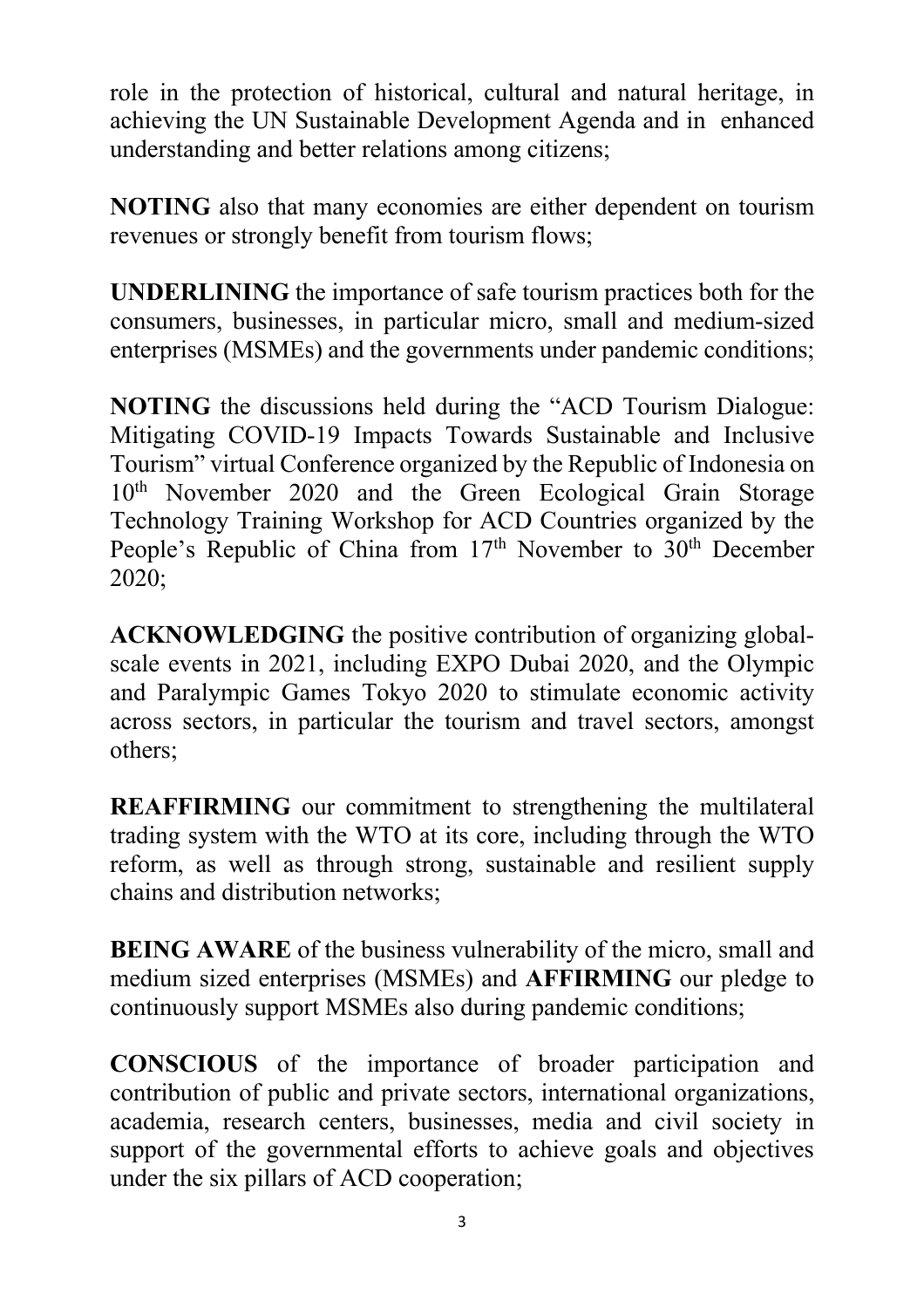role in the protection of historical, cultural and natural heritage, in achieving the UN Sustainable Development Agenda and in enhanced understanding and better relations among citizens;

**NOTING** also that many economies are either dependent on tourism revenues or strongly benefit from tourism flows;

**UNDERLINING** the importance of safe tourism practices both for the consumers, businesses, in particular micro, small and medium-sized enterprises (MSMEs) and the governments under pandemic conditions;

**NOTING** the discussions held during the "ACD Tourism Dialogue: Mitigating COVID-19 Impacts Towards Sustainable and Inclusive Tourism" virtual Conference organized by the Republic of Indonesia on 10th November 2020 and the Green Ecological Grain Storage Technology Training Workshop for ACD Countries organized by the People's Republic of China from 17th November to 30th December 2020;

**ACKNOWLEDGING** the positive contribution of organizing global-scale events in 2021, including EXPO Dubai 2020, and the Olympic and Paralympic Games Tokyo 2020 to stimulate economic activity across sectors, in particular the tourism and travel sectors, amongst others;

**REAFFIRMING** our commitment to strengthening the multilateral trading system with the WTO at its core, including through the WTO reform, as well as through strong, sustainable and resilient supply chains and distribution networks;

**BEING AWARE** of the business vulnerability of the micro, small and medium sized enterprises (MSMEs) and **AFFIRMING** our pledge to continuously support MSMEs also during pandemic conditions;

**CONSCIOUS** of the importance of broader participation and contribution of public and private sectors, international organizations, academia, research centers, businesses, media and civil society in support of the governmental efforts to achieve goals and objectives under the six pillars of ACD cooperation;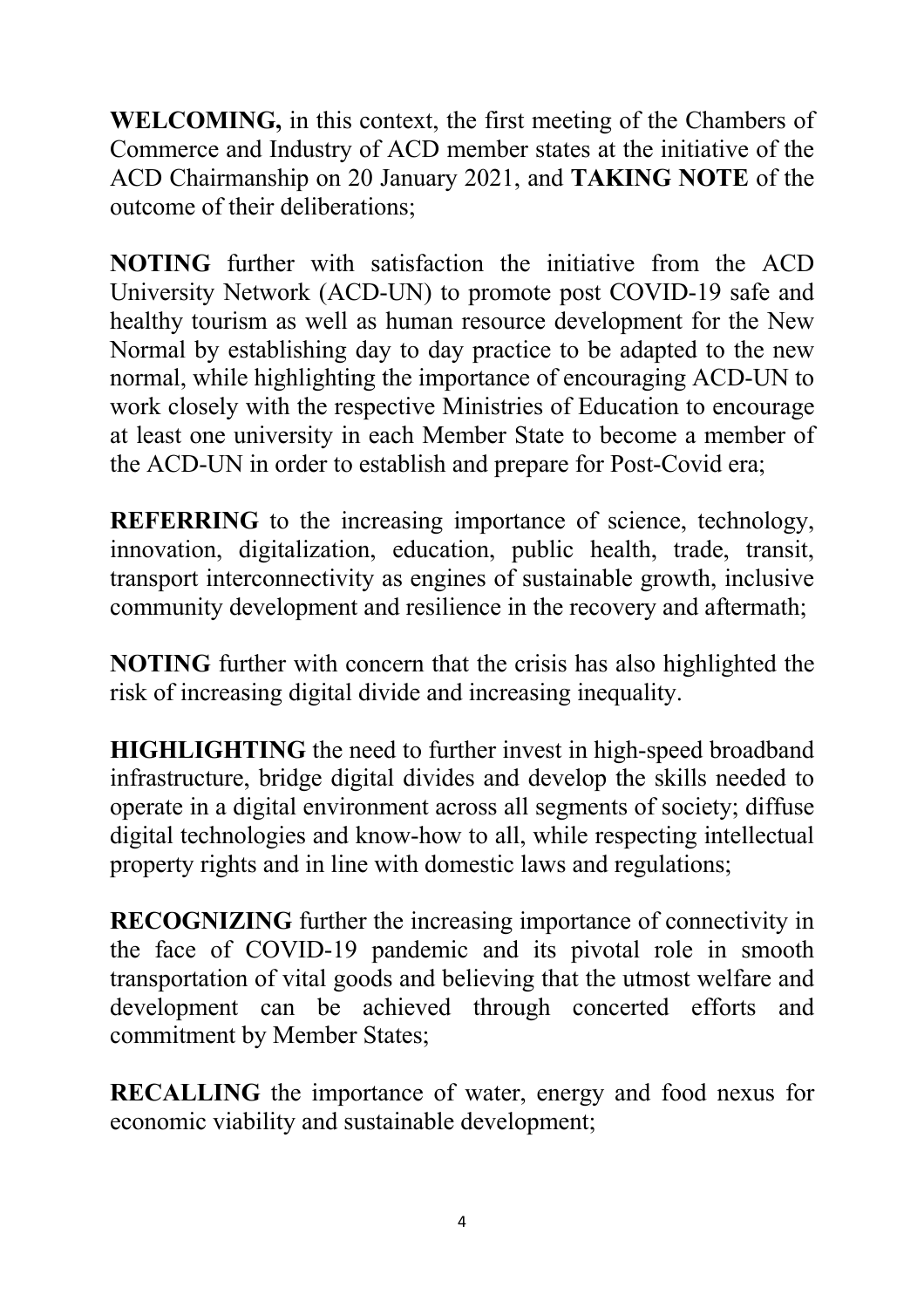**WELCOMING,** in this context, the first meeting of the Chambers of Commerce and Industry of ACD member states at the initiative of the ACD Chairmanship on 20 January 2021, and **TAKING NOTE** of the outcome of their deliberations;

**NOTING** further with satisfaction the initiative from the ACD University Network (ACD-UN) to promote post COVID-19 safe and healthy tourism as well as human resource development for the New Normal by establishing day to day practice to be adapted to the new normal, while highlighting the importance of encouraging ACD-UN to work closely with the respective Ministries of Education to encourage at least one university in each Member State to become a member of the ACD-UN in order to establish and prepare for Post-Covid era;

**REFERRING** to the increasing importance of science, technology, innovation, digitalization, education, public health, trade, transit, transport interconnectivity as engines of sustainable growth, inclusive community development and resilience in the recovery and aftermath;

**NOTING** further with concern that the crisis has also highlighted the risk of increasing digital divide and increasing inequality.

**HIGHLIGHTING** the need to further invest in high-speed broadband infrastructure, bridge digital divides and develop the skills needed to operate in a digital environment across all segments of society; diffuse digital technologies and know-how to all, while respecting intellectual property rights and in line with domestic laws and regulations;

**RECOGNIZING** further the increasing importance of connectivity in the face of COVID-19 pandemic and its pivotal role in smooth transportation of vital goods and believing that the utmost welfare and development can be achieved through concerted efforts and commitment by Member States;

**RECALLING** the importance of water, energy and food nexus for economic viability and sustainable development;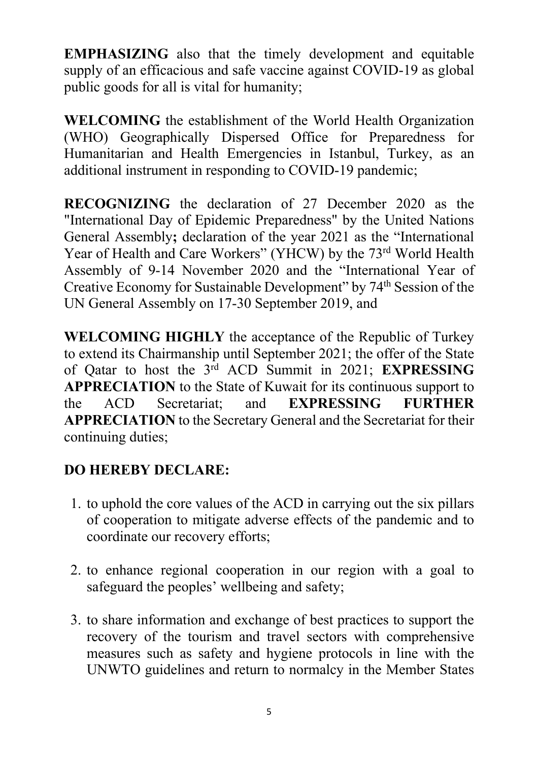**EMPHASIZING** also that the timely development and equitable supply of an efficacious and safe vaccine against COVID-19 as global public goods for all is vital for humanity;

**WELCOMING** the establishment of the World Health Organization (WHO) Geographically Dispersed Office for Preparedness for Humanitarian and Health Emergencies in Istanbul, Turkey, as an additional instrument in responding to COVID-19 pandemic;

**RECOGNIZING** the declaration of 27 December 2020 as the "International Day of Epidemic Preparedness" by the United Nations General Assembly**;** declaration of the year 2021 as the "International Year of Health and Care Workers" (YHCW) by the 73rd World Health Assembly of 9-14 November 2020 and the "International Year of Creative Economy for Sustainable Development" by 74th Session of the UN General Assembly on 17-30 September 2019, and

**WELCOMING HIGHLY** the acceptance of the Republic of Turkey to extend its Chairmanship until September 2021; the offer of the State of Qatar to host the 3rd ACD Summit in 2021; **EXPRESSING APPRECIATION** to the State of Kuwait for its continuous support to the ACD Secretariat; and **EXPRESSING FURTHER APPRECIATION** to the Secretary General and the Secretariat for their continuing duties;

**DO HEREBY DECLARE:**

1. to uphold the core values of the ACD in carrying out the six pillars of cooperation to mitigate adverse effects of the pandemic and to coordinate our recovery efforts;

2. to enhance regional cooperation in our region with a goal to safeguard the peoples' wellbeing and safety;

3. to share information and exchange of best practices to support the recovery of the tourism and travel sectors with comprehensive measures such as safety and hygiene protocols in line with the UNWTO guidelines and return to normalcy in the Member States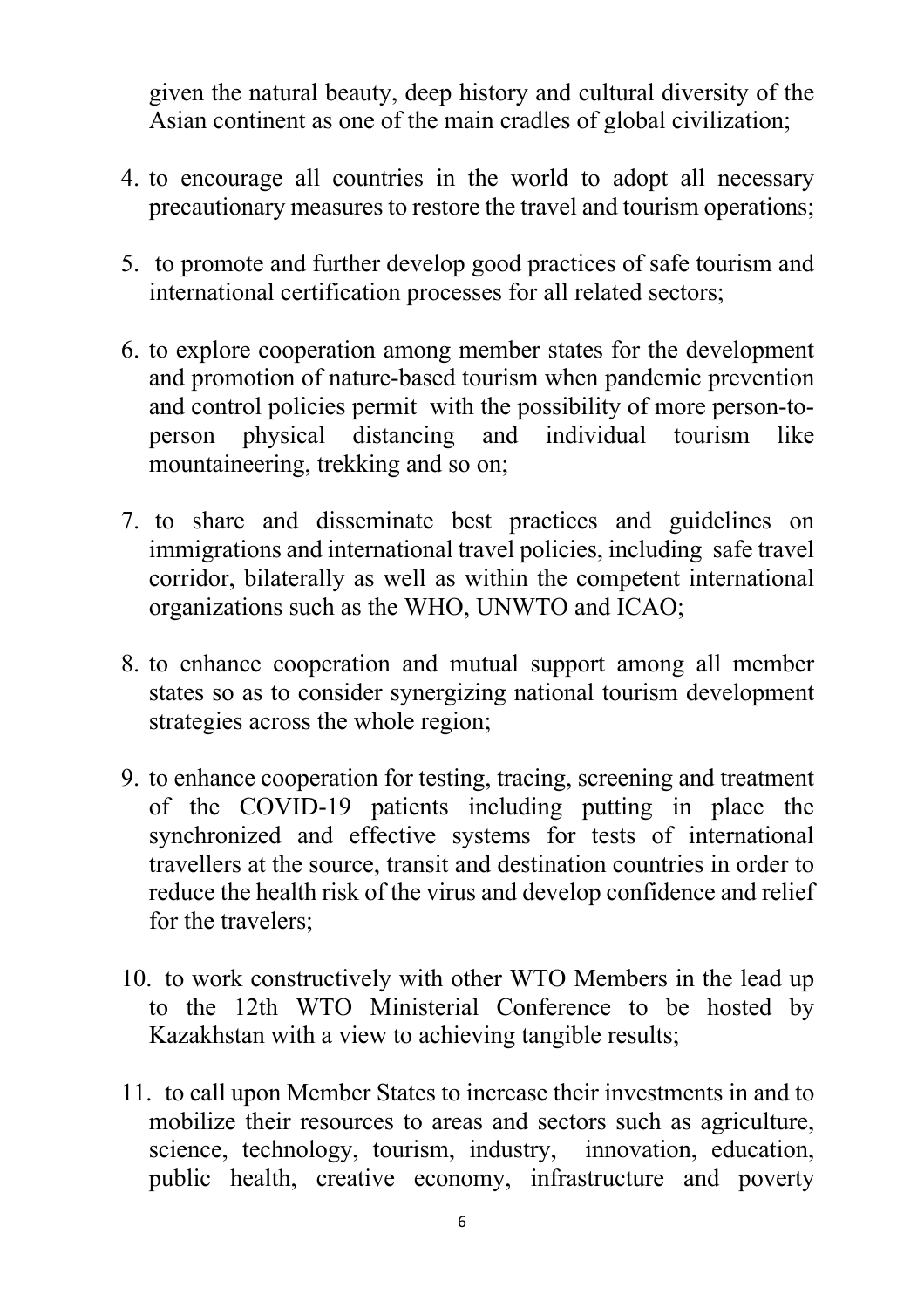given the natural beauty, deep history and cultural diversity of the Asian continent as one of the main cradles of global civilization;

4. to encourage all countries in the world to adopt all necessary precautionary measures to restore the travel and tourism operations;

5. to promote and further develop good practices of safe tourism and international certification processes for all related sectors;

6. to explore cooperation among member states for the development and promotion of nature-based tourism when pandemic prevention and control policies permit with the possibility of more person-to-person physical distancing and individual tourism like mountaineering, trekking and so on;

7. to share and disseminate best practices and guidelines on immigrations and international travel policies, including safe travel corridor, bilaterally as well as within the competent international organizations such as the WHO, UNWTO and ICAO;

8. to enhance cooperation and mutual support among all member states so as to consider synergizing national tourism development strategies across the whole region;

9. to enhance cooperation for testing, tracing, screening and treatment of the COVID-19 patients including putting in place the synchronized and effective systems for tests of international travellers at the source, transit and destination countries in order to reduce the health risk of the virus and develop confidence and relief for the travelers;

10. to work constructively with other WTO Members in the lead up to the 12th WTO Ministerial Conference to be hosted by Kazakhstan with a view to achieving tangible results;

11. to call upon Member States to increase their investments in and to mobilize their resources to areas and sectors such as agriculture, science, technology, tourism, industry, innovation, education, public health, creative economy, infrastructure and poverty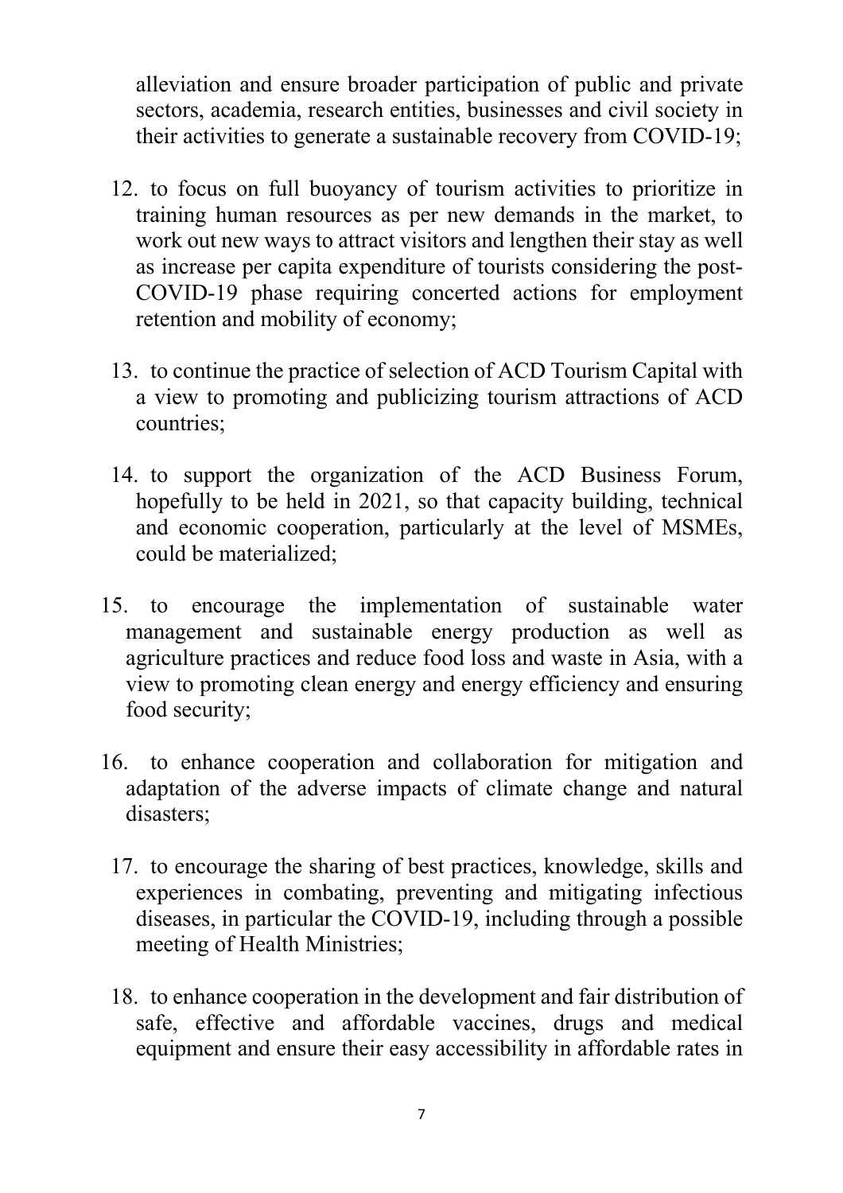alleviation and ensure broader participation of public and private sectors, academia, research entities, businesses and civil society in their activities to generate a sustainable recovery from COVID-19;

12. to focus on full buoyancy of tourism activities to prioritize in training human resources as per new demands in the market, to work out new ways to attract visitors and lengthen their stay as well as increase per capita expenditure of tourists considering the post-COVID-19 phase requiring concerted actions for employment retention and mobility of economy;

13. to continue the practice of selection of ACD Tourism Capital with a view to promoting and publicizing tourism attractions of ACD countries;

14. to support the organization of the ACD Business Forum, hopefully to be held in 2021, so that capacity building, technical and economic cooperation, particularly at the level of MSMEs, could be materialized;

15. to encourage the implementation of sustainable water management and sustainable energy production as well as agriculture practices and reduce food loss and waste in Asia, with a view to promoting clean energy and energy efficiency and ensuring food security;

16. to enhance cooperation and collaboration for mitigation and adaptation of the adverse impacts of climate change and natural disasters;

17. to encourage the sharing of best practices, knowledge, skills and experiences in combating, preventing and mitigating infectious diseases, in particular the COVID-19, including through a possible meeting of Health Ministries;

18. to enhance cooperation in the development and fair distribution of safe, effective and affordable vaccines, drugs and medical equipment and ensure their easy accessibility in affordable rates in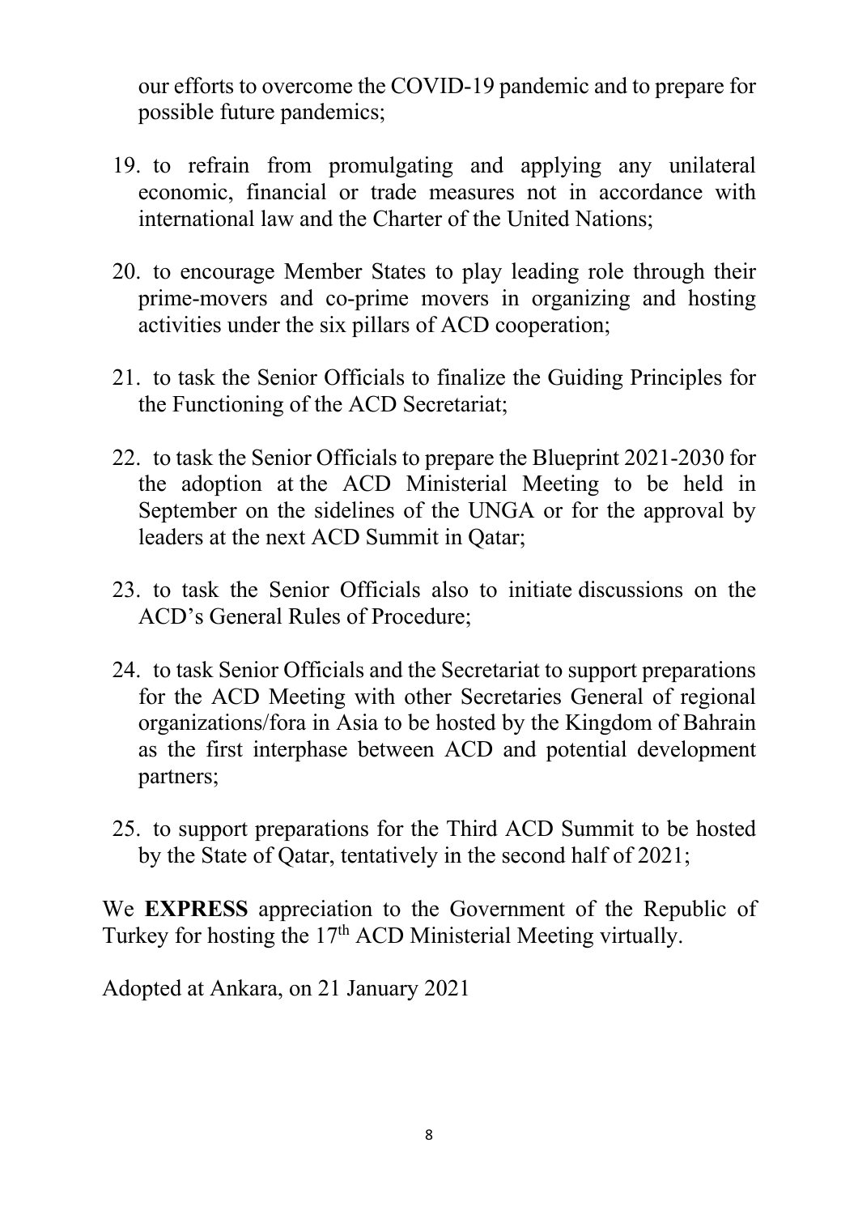our efforts to overcome the COVID-19 pandemic and to prepare for possible future pandemics;

19. to refrain from promulgating and applying any unilateral economic, financial or trade measures not in accordance with international law and the Charter of the United Nations;

20. to encourage Member States to play leading role through their prime-movers and co-prime movers in organizing and hosting activities under the six pillars of ACD cooperation;

21. to task the Senior Officials to finalize the Guiding Principles for the Functioning of the ACD Secretariat;

22. to task the Senior Officials to prepare the Blueprint 2021-2030 for the adoption at the ACD Ministerial Meeting to be held in September on the sidelines of the UNGA or for the approval by leaders at the next ACD Summit in Qatar;

23. to task the Senior Officials also to initiate discussions on the ACD's General Rules of Procedure;

24. to task Senior Officials and the Secretariat to support preparations for the ACD Meeting with other Secretaries General of regional organizations/fora in Asia to be hosted by the Kingdom of Bahrain as the first interphase between ACD and potential development partners;

25. to support preparations for the Third ACD Summit to be hosted by the State of Qatar, tentatively in the second half of 2021;

We **EXPRESS** appreciation to the Government of the Republic of Turkey for hosting the 17th ACD Ministerial Meeting virtually.

Adopted at Ankara, on 21 January 2021